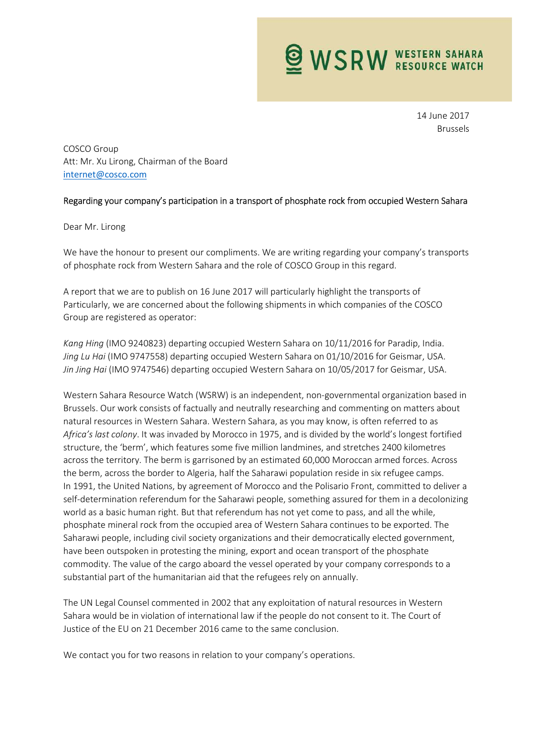WSRW WESTERN SAHARA RESOURCE WATCH

14 June 2017
Brussels

COSCO Group
Att: Mr. Xu Lirong, Chairman of the Board
internet@cosco.com

Regarding your company's participation in a transport of phosphate rock from occupied Western Sahara

Dear Mr. Lirong

We have the honour to present our compliments. We are writing regarding your company's transports of phosphate rock from Western Sahara and the role of COSCO Group in this regard.

A report that we are to publish on 16 June 2017 will particularly highlight the transports of Particularly, we are concerned about the following shipments in which companies of the COSCO Group are registered as operator:

*Kang Hing* (IMO 9240823) departing occupied Western Sahara on 10/11/2016 for Paradip, India.
*Jing Lu Hai* (IMO 9747558) departing occupied Western Sahara on 01/10/2016 for Geismar, USA.
*Jin Jing Hai* (IMO 9747546) departing occupied Western Sahara on 10/05/2017 for Geismar, USA.

Western Sahara Resource Watch (WSRW) is an independent, non-governmental organization based in Brussels. Our work consists of factually and neutrally researching and commenting on matters about natural resources in Western Sahara. Western Sahara, as you may know, is often referred to as *Africa's last colony*. It was invaded by Morocco in 1975, and is divided by the world's longest fortified structure, the 'berm', which features some five million landmines, and stretches 2400 kilometres across the territory. The berm is garrisoned by an estimated 60,000 Moroccan armed forces. Across the berm, across the border to Algeria, half the Saharawi population reside in six refugee camps. In 1991, the United Nations, by agreement of Morocco and the Polisario Front, committed to deliver a self-determination referendum for the Saharawi people, something assured for them in a decolonizing world as a basic human right. But that referendum has not yet come to pass, and all the while, phosphate mineral rock from the occupied area of Western Sahara continues to be exported. The Saharawi people, including civil society organizations and their democratically elected government, have been outspoken in protesting the mining, export and ocean transport of the phosphate commodity. The value of the cargo aboard the vessel operated by your company corresponds to a substantial part of the humanitarian aid that the refugees rely on annually.

The UN Legal Counsel commented in 2002 that any exploitation of natural resources in Western Sahara would be in violation of international law if the people do not consent to it. The Court of Justice of the EU on 21 December 2016 came to the same conclusion.

We contact you for two reasons in relation to your company's operations.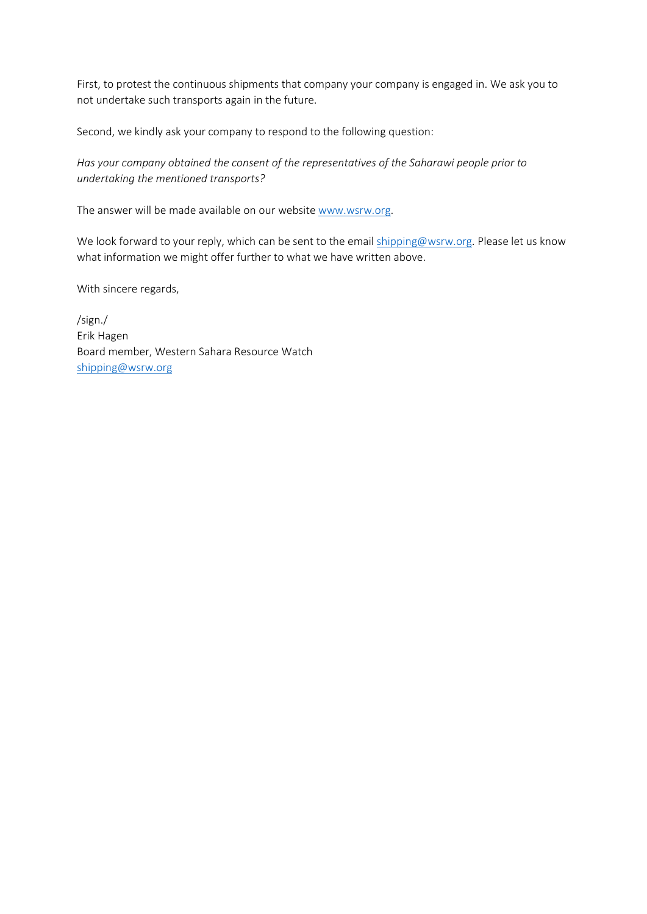First, to protest the continuous shipments that company your company is engaged in. We ask you to not undertake such transports again in the future.

Second, we kindly ask your company to respond to the following question:

*Has your company obtained the consent of the representatives of the Saharawi people prior to undertaking the mentioned transports?*

The answer will be made available on our website [www.wsrw.org](http://www.wsrw.org).

We look forward to your reply, which can be sent to the email [shipping@wsrw.org](mailto:shipping@wsrw.org). Please let us know what information we might offer further to what we have written above.

With sincere regards,

/sign./  
Erik Hagen  
Board member, Western Sahara Resource Watch  
[shipping@wsrw.org](mailto:shipping@wsrw.org)